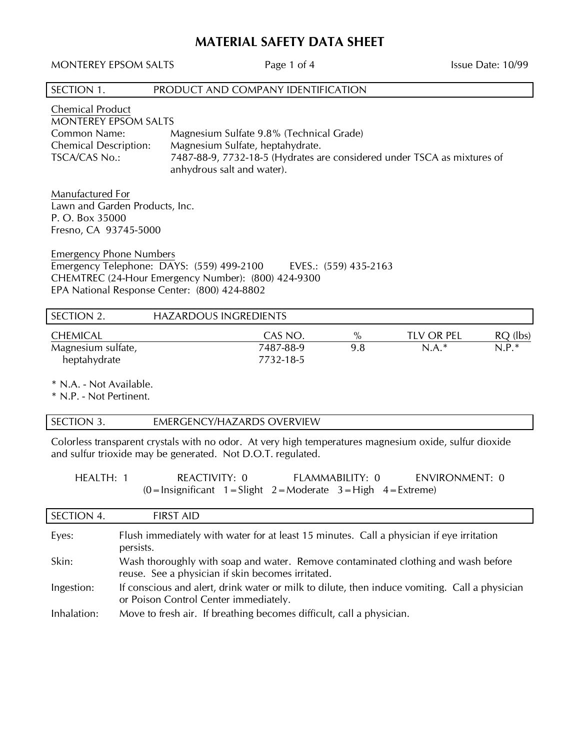# MATERIAL SAFETY DATA SHEET

MONTEREY EPSOM SALTS    Issue Date: 10/99

## SECTION 1. PRODUCT AND COMPANY IDENTIFICATION

Chemical Product
MONTEREY EPSOM SALTS

Common Name: Magnesium Sulfate 9.8% (Technical Grade)
Chemical Description: Magnesium Sulfate, heptahydrate.
TSCA/CAS No.: 7487-88-9, 7732-18-5 (Hydrates are considered under TSCA as mixtures of anhydrous salt and water).

Manufactured For
Lawn and Garden Products, Inc.
P. O. Box 35000
Fresno, CA 93745-5000

Emergency Phone Numbers
Emergency Telephone: DAYS: (559) 499-2100 EVES.: (559) 435-2163
CHEMTREC (24-Hour Emergency Number): (800) 424-9300
EPA National Response Center: (800) 424-8802

## SECTION 2. HAZARDOUS INGREDIENTS

| CHEMICAL | CAS NO. | % | TLV OR PEL | RQ (lbs) |
|---|---|---|---|---|
| Magnesium sulfate, heptahydrate | 7487-88-9<br>7732-18-5 | 9.8 | N.A.* | N.P.* |

\* N.A. - Not Available.
\* N.P. - Not Pertinent.

## SECTION 3. EMERGENCY/HAZARDS OVERVIEW

Colorless transparent crystals with no odor. At very high temperatures magnesium oxide, sulfur dioxide and sulfur trioxide may be generated. Not D.O.T. regulated.

HEALTH: 1 REACTIVITY: 0 FLAMMABILITY: 0 ENVIRONMENT: 0
(0 = Insignificant 1 = Slight 2 = Moderate 3 = High 4 = Extreme)

## SECTION 4. FIRST AID

Eyes: Flush immediately with water for at least 15 minutes. Call a physician if eye irritation persists.

Skin: Wash thoroughly with soap and water. Remove contaminated clothing and wash before reuse. See a physician if skin becomes irritated.

Ingestion: If conscious and alert, drink water or milk to dilute, then induce vomiting. Call a physician or Poison Control Center immediately.

Inhalation: Move to fresh air. If breathing becomes difficult, call a physician.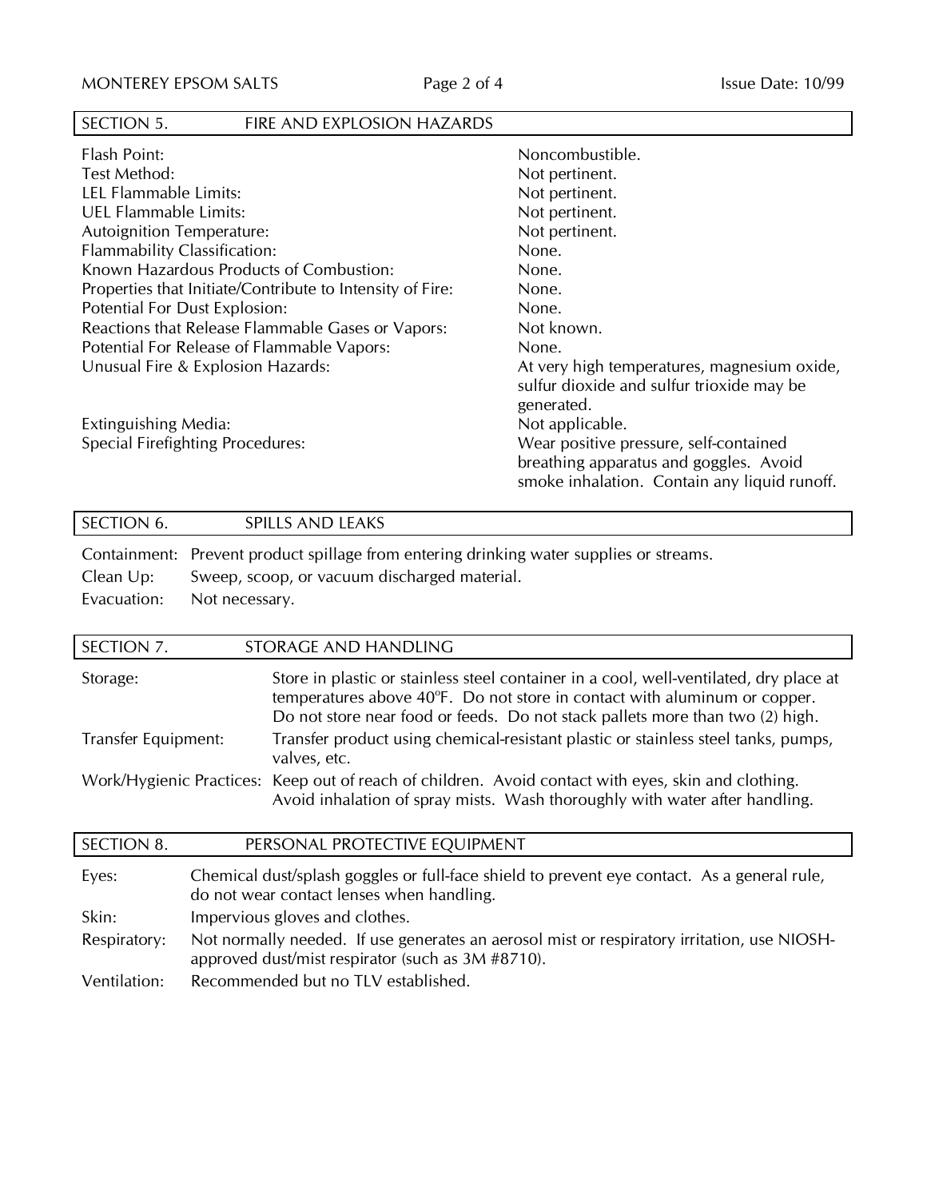## SECTION 5. FIRE AND EXPLOSION HAZARDS

| | |
|---|---|
| Flash Point: | Noncombustible. |
| Test Method: | Not pertinent. |
| LEL Flammable Limits: | Not pertinent. |
| UEL Flammable Limits: | Not pertinent. |
| Autoignition Temperature: | Not pertinent. |
| Flammability Classification: | None. |
| Known Hazardous Products of Combustion: | None. |
| Properties that Initiate/Contribute to Intensity of Fire: | None. |
| Potential For Dust Explosion: | None. |
| Reactions that Release Flammable Gases or Vapors: | Not known. |
| Potential For Release of Flammable Vapors: | None. |
| Unusual Fire & Explosion Hazards: | At very high temperatures, magnesium oxide, sulfur dioxide and sulfur trioxide may be generated. |
| Extinguishing Media: | Not applicable. |
| Special Firefighting Procedures: | Wear positive pressure, self-contained breathing apparatus and goggles. Avoid smoke inhalation. Contain any liquid runoff. |

## SECTION 6. SPILLS AND LEAKS

| | |
|---|---|
| Containment: | Prevent product spillage from entering drinking water supplies or streams. |
| Clean Up: | Sweep, scoop, or vacuum discharged material. |
| Evacuation: | Not necessary. |

## SECTION 7. STORAGE AND HANDLING

| | |
|---|---|
| Storage: | Store in plastic or stainless steel container in a cool, well-ventilated, dry place at temperatures above 40°F. Do not store in contact with aluminum or copper. Do not store near food or feeds. Do not stack pallets more than two (2) high. |
| Transfer Equipment: | Transfer product using chemical-resistant plastic or stainless steel tanks, pumps, valves, etc. |
| Work/Hygienic Practices: | Keep out of reach of children. Avoid contact with eyes, skin and clothing. Avoid inhalation of spray mists. Wash thoroughly with water after handling. |

## SECTION 8. PERSONAL PROTECTIVE EQUIPMENT

| | |
|---|---|
| Eyes: | Chemical dust/splash goggles or full-face shield to prevent eye contact. As a general rule, do not wear contact lenses when handling. |
| Skin: | Impervious gloves and clothes. |
| Respiratory: | Not normally needed. If use generates an aerosol mist or respiratory irritation, use NIOSH-approved dust/mist respirator (such as 3M #8710). |
| Ventilation: | Recommended but no TLV established. |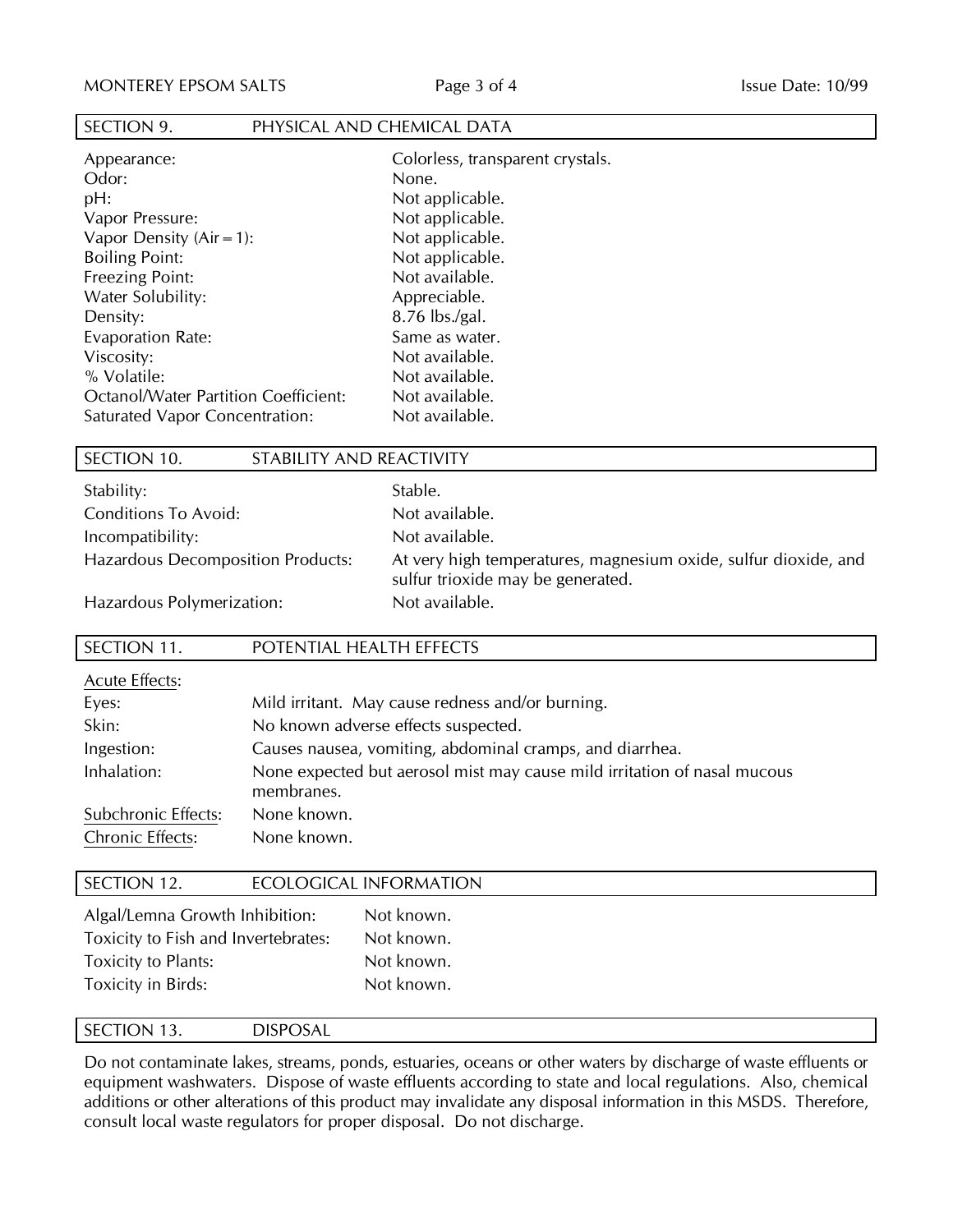## SECTION 9. PHYSICAL AND CHEMICAL DATA

| | |
|---|---|
| Appearance: | Colorless, transparent crystals. |
| Odor: | None. |
| pH: | Not applicable. |
| Vapor Pressure: | Not applicable. |
| Vapor Density (Air = 1): | Not applicable. |
| Boiling Point: | Not applicable. |
| Freezing Point: | Not available. |
| Water Solubility: | Appreciable. |
| Density: | 8.76 lbs./gal. |
| Evaporation Rate: | Same as water. |
| Viscosity: | Not available. |
| % Volatile: | Not available. |
| Octanol/Water Partition Coefficient: | Not available. |
| Saturated Vapor Concentration: | Not available. |

## SECTION 10. STABILITY AND REACTIVITY

| | |
|---|---|
| Stability: | Stable. |
| Conditions To Avoid: | Not available. |
| Incompatibility: | Not available. |
| Hazardous Decomposition Products: | At very high temperatures, magnesium oxide, sulfur dioxide, and sulfur trioxide may be generated. |
| Hazardous Polymerization: | Not available. |

## SECTION 11. POTENTIAL HEALTH EFFECTS

Acute Effects:

| | |
|---|---|
| Eyes: | Mild irritant. May cause redness and/or burning. |
| Skin: | No known adverse effects suspected. |
| Ingestion: | Causes nausea, vomiting, abdominal cramps, and diarrhea. |
| Inhalation: | None expected but aerosol mist may cause mild irritation of nasal mucous membranes. |
| Subchronic Effects: | None known. |
| Chronic Effects: | None known. |

## SECTION 12. ECOLOGICAL INFORMATION

| | |
|---|---|
| Algal/Lemna Growth Inhibition: | Not known. |
| Toxicity to Fish and Invertebrates: | Not known. |
| Toxicity to Plants: | Not known. |
| Toxicity in Birds: | Not known. |

## SECTION 13. DISPOSAL

Do not contaminate lakes, streams, ponds, estuaries, oceans or other waters by discharge of waste effluents or equipment washwaters. Dispose of waste effluents according to state and local regulations. Also, chemical additions or other alterations of this product may invalidate any disposal information in this MSDS. Therefore, consult local waste regulators for proper disposal. Do not discharge.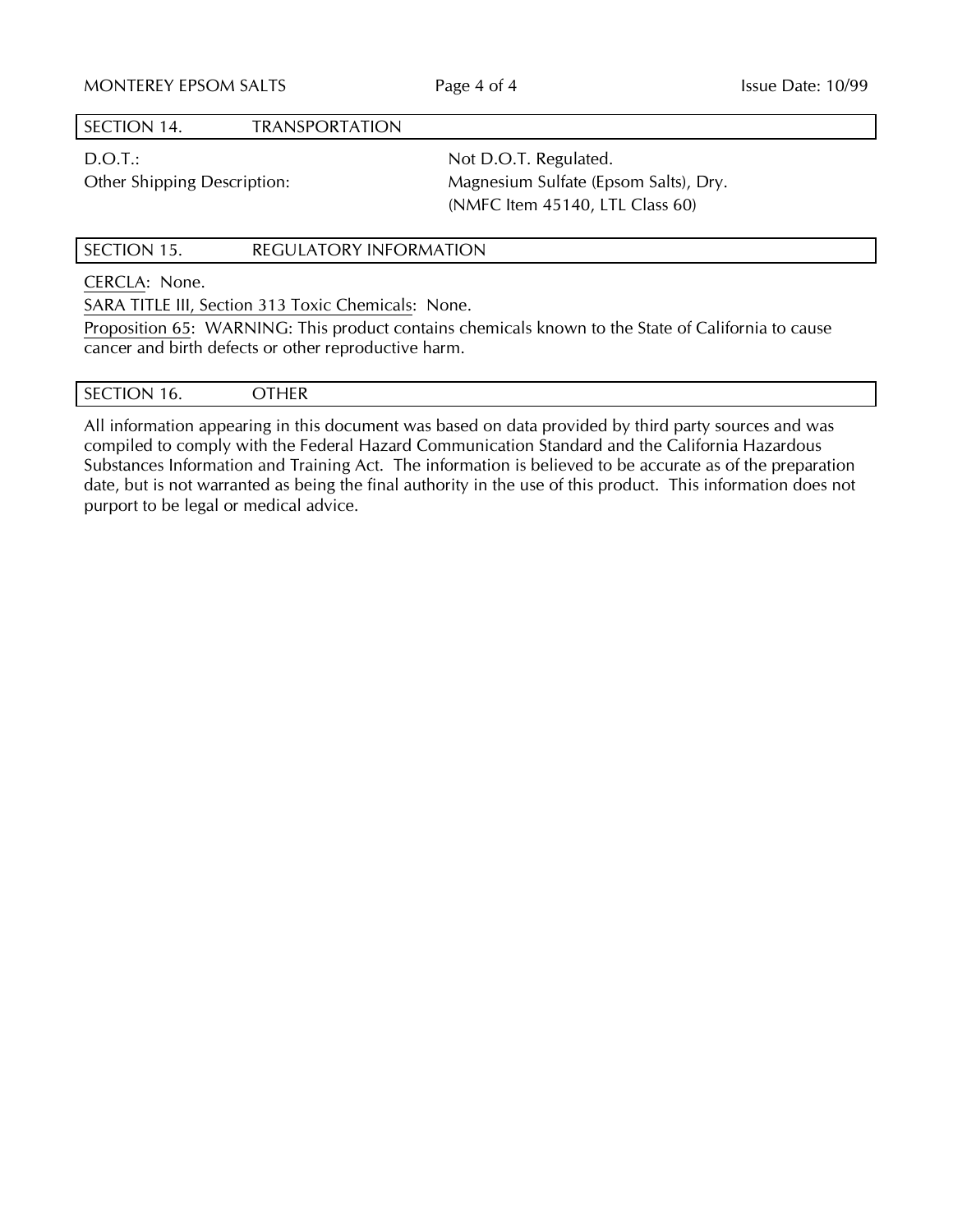## SECTION 14. TRANSPORTATION

| | |
|---|---|
| D.O.T.: | Not D.O.T. Regulated. |
| Other Shipping Description: | Magnesium Sulfate (Epsom Salts), Dry. (NMFC Item 45140, LTL Class 60) |

## SECTION 15. REGULATORY INFORMATION

CERCLA: None.

SARA TITLE III, Section 313 Toxic Chemicals: None.

Proposition 65: WARNING: This product contains chemicals known to the State of California to cause cancer and birth defects or other reproductive harm.

## SECTION 16. OTHER

All information appearing in this document was based on data provided by third party sources and was compiled to comply with the Federal Hazard Communication Standard and the California Hazardous Substances Information and Training Act. The information is believed to be accurate as of the preparation date, but is not warranted as being the final authority in the use of this product. This information does not purport to be legal or medical advice.